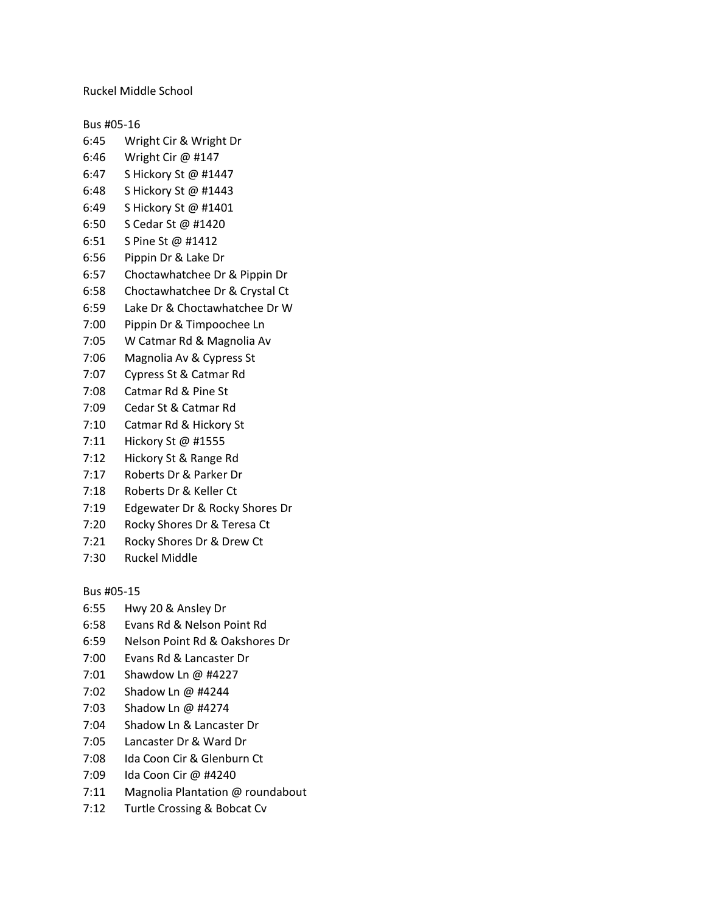Ruckel Middle School

Bus #05-16

6:45 Wright Cir & Wright Dr
6:46 Wright Cir @ #147
6:47 S Hickory St @ #1447
6:48 S Hickory St @ #1443
6:49 S Hickory St @ #1401
6:50 S Cedar St @ #1420
6:51 S Pine St @ #1412
6:56 Pippin Dr & Lake Dr
6:57 Choctawhatchee Dr & Pippin Dr
6:58 Choctawhatchee Dr & Crystal Ct
6:59 Lake Dr & Choctawhatchee Dr W
7:00 Pippin Dr & Timpoochee Ln
7:05 W Catmar Rd & Magnolia Av
7:06 Magnolia Av & Cypress St
7:07 Cypress St & Catmar Rd
7:08 Catmar Rd & Pine St
7:09 Cedar St & Catmar Rd
7:10 Catmar Rd & Hickory St
7:11 Hickory St @ #1555
7:12 Hickory St & Range Rd
7:17 Roberts Dr & Parker Dr
7:18 Roberts Dr & Keller Ct
7:19 Edgewater Dr & Rocky Shores Dr
7:20 Rocky Shores Dr & Teresa Ct
7:21 Rocky Shores Dr & Drew Ct
7:30 Ruckel Middle

Bus #05-15

6:55 Hwy 20 & Ansley Dr
6:58 Evans Rd & Nelson Point Rd
6:59 Nelson Point Rd & Oakshores Dr
7:00 Evans Rd & Lancaster Dr
7:01 Shawdow Ln @ #4227
7:02 Shadow Ln @ #4244
7:03 Shadow Ln @ #4274
7:04 Shadow Ln & Lancaster Dr
7:05 Lancaster Dr & Ward Dr
7:08 Ida Coon Cir & Glenburn Ct
7:09 Ida Coon Cir @ #4240
7:11 Magnolia Plantation @ roundabout
7:12 Turtle Crossing & Bobcat Cv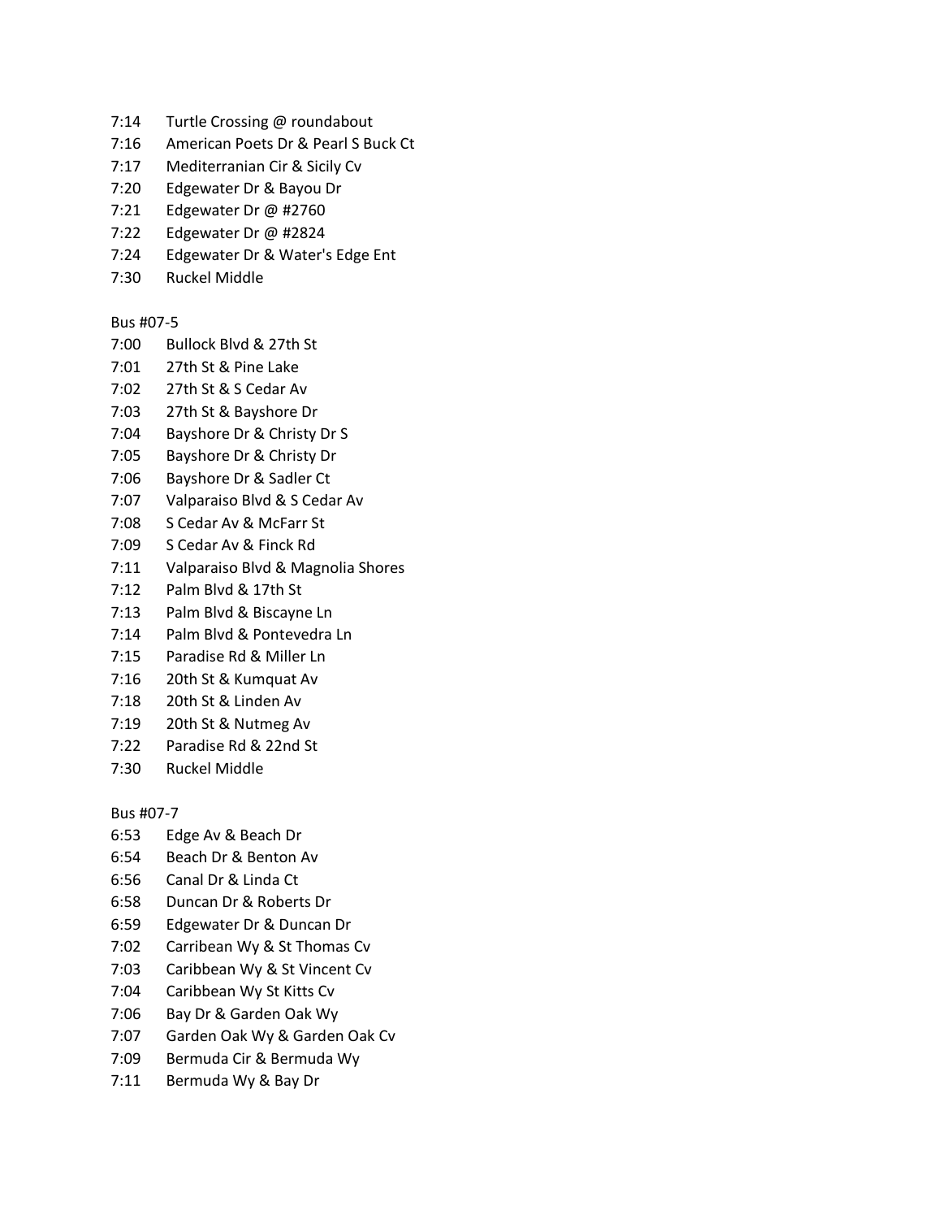7:14 Turtle Crossing @ roundabout
7:16 American Poets Dr & Pearl S Buck Ct
7:17 Mediterranian Cir & Sicily Cv
7:20 Edgewater Dr & Bayou Dr
7:21 Edgewater Dr @ #2760
7:22 Edgewater Dr @ #2824
7:24 Edgewater Dr & Water's Edge Ent
7:30 Ruckel Middle

Bus #07-5

7:00 Bullock Blvd & 27th St
7:01 27th St & Pine Lake
7:02 27th St & S Cedar Av
7:03 27th St & Bayshore Dr
7:04 Bayshore Dr & Christy Dr S
7:05 Bayshore Dr & Christy Dr
7:06 Bayshore Dr & Sadler Ct
7:07 Valparaiso Blvd & S Cedar Av
7:08 S Cedar Av & McFarr St
7:09 S Cedar Av & Finck Rd
7:11 Valparaiso Blvd & Magnolia Shores
7:12 Palm Blvd & 17th St
7:13 Palm Blvd & Biscayne Ln
7:14 Palm Blvd & Pontevedra Ln
7:15 Paradise Rd & Miller Ln
7:16 20th St & Kumquat Av
7:18 20th St & Linden Av
7:19 20th St & Nutmeg Av
7:22 Paradise Rd & 22nd St
7:30 Ruckel Middle

Bus #07-7

6:53 Edge Av & Beach Dr
6:54 Beach Dr & Benton Av
6:56 Canal Dr & Linda Ct
6:58 Duncan Dr & Roberts Dr
6:59 Edgewater Dr & Duncan Dr
7:02 Carribean Wy & St Thomas Cv
7:03 Caribbean Wy & St Vincent Cv
7:04 Caribbean Wy St Kitts Cv
7:06 Bay Dr & Garden Oak Wy
7:07 Garden Oak Wy & Garden Oak Cv
7:09 Bermuda Cir & Bermuda Wy
7:11 Bermuda Wy & Bay Dr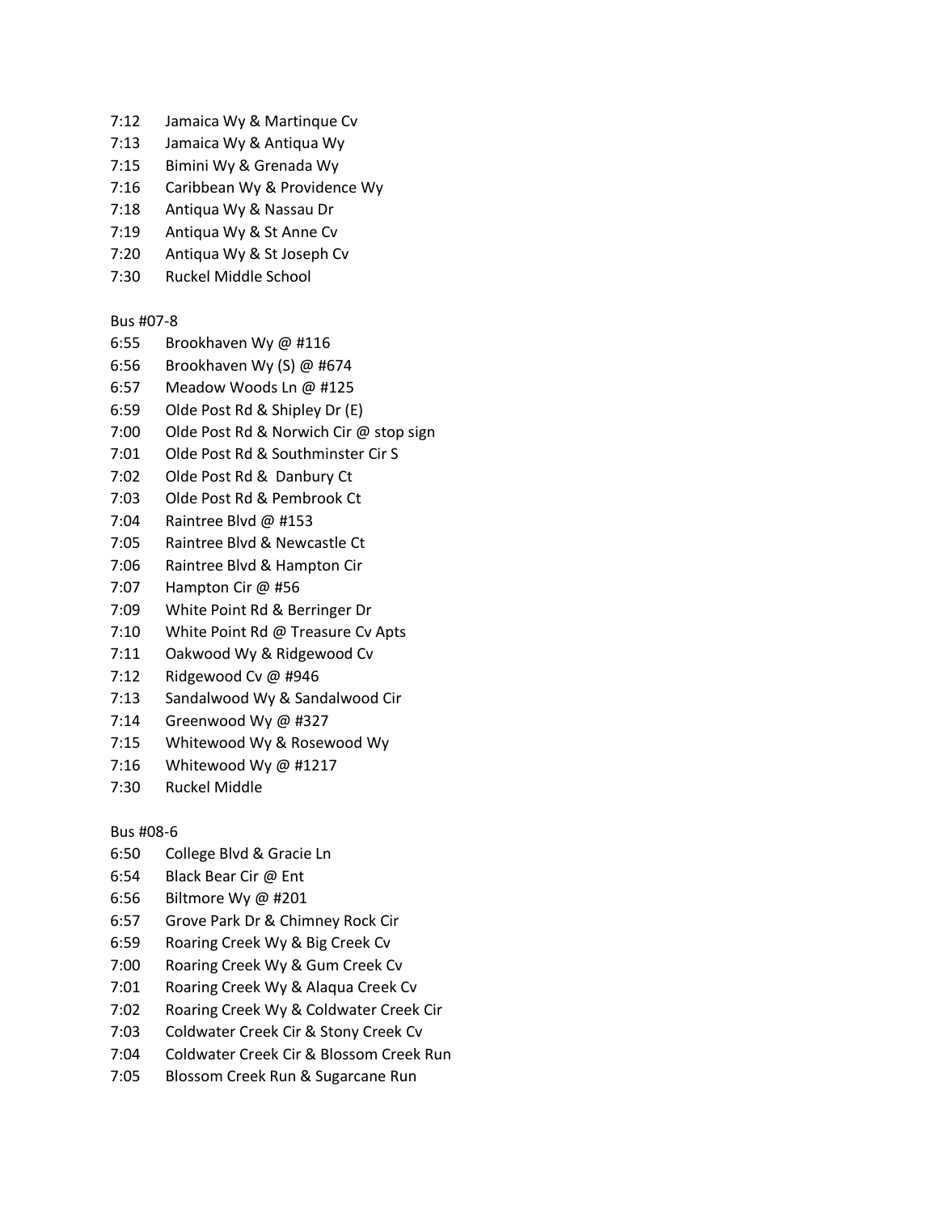7:12 Jamaica Wy & Martinque Cv
7:13 Jamaica Wy & Antiqua Wy
7:15 Bimini Wy & Grenada Wy
7:16 Caribbean Wy & Providence Wy
7:18 Antiqua Wy & Nassau Dr
7:19 Antiqua Wy & St Anne Cv
7:20 Antiqua Wy & St Joseph Cv
7:30 Ruckel Middle School

Bus #07-8

6:55 Brookhaven Wy @ #116
6:56 Brookhaven Wy (S) @ #674
6:57 Meadow Woods Ln @ #125
6:59 Olde Post Rd & Shipley Dr (E)
7:00 Olde Post Rd & Norwich Cir @ stop sign
7:01 Olde Post Rd & Southminster Cir S
7:02 Olde Post Rd & Danbury Ct
7:03 Olde Post Rd & Pembrook Ct
7:04 Raintree Blvd @ #153
7:05 Raintree Blvd & Newcastle Ct
7:06 Raintree Blvd & Hampton Cir
7:07 Hampton Cir @ #56
7:09 White Point Rd & Berringer Dr
7:10 White Point Rd @ Treasure Cv Apts
7:11 Oakwood Wy & Ridgewood Cv
7:12 Ridgewood Cv @ #946
7:13 Sandalwood Wy & Sandalwood Cir
7:14 Greenwood Wy @ #327
7:15 Whitewood Wy & Rosewood Wy
7:16 Whitewood Wy @ #1217
7:30 Ruckel Middle

Bus #08-6

6:50 College Blvd & Gracie Ln
6:54 Black Bear Cir @ Ent
6:56 Biltmore Wy @ #201
6:57 Grove Park Dr & Chimney Rock Cir
6:59 Roaring Creek Wy & Big Creek Cv
7:00 Roaring Creek Wy & Gum Creek Cv
7:01 Roaring Creek Wy & Alaqua Creek Cv
7:02 Roaring Creek Wy & Coldwater Creek Cir
7:03 Coldwater Creek Cir & Stony Creek Cv
7:04 Coldwater Creek Cir & Blossom Creek Run
7:05 Blossom Creek Run & Sugarcane Run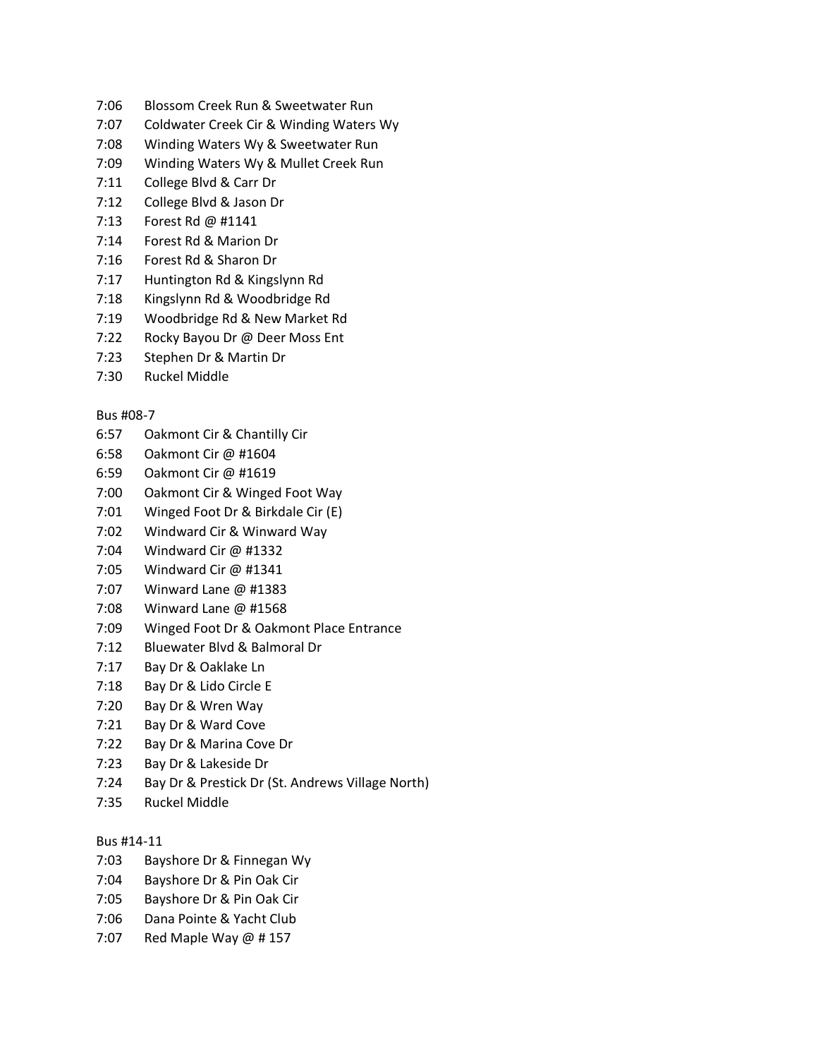7:06 Blossom Creek Run & Sweetwater Run
7:07 Coldwater Creek Cir & Winding Waters Wy
7:08 Winding Waters Wy & Sweetwater Run
7:09 Winding Waters Wy & Mullet Creek Run
7:11 College Blvd & Carr Dr
7:12 College Blvd & Jason Dr
7:13 Forest Rd @ #1141
7:14 Forest Rd & Marion Dr
7:16 Forest Rd & Sharon Dr
7:17 Huntington Rd & Kingslynn Rd
7:18 Kingslynn Rd & Woodbridge Rd
7:19 Woodbridge Rd & New Market Rd
7:22 Rocky Bayou Dr @ Deer Moss Ent
7:23 Stephen Dr & Martin Dr
7:30 Ruckel Middle

Bus #08-7
6:57 Oakmont Cir & Chantilly Cir
6:58 Oakmont Cir @ #1604
6:59 Oakmont Cir @ #1619
7:00 Oakmont Cir & Winged Foot Way
7:01 Winged Foot Dr & Birkdale Cir (E)
7:02 Windward Cir & Winward Way
7:04 Windward Cir @ #1332
7:05 Windward Cir @ #1341
7:07 Winward Lane @ #1383
7:08 Winward Lane @ #1568
7:09 Winged Foot Dr & Oakmont Place Entrance
7:12 Bluewater Blvd & Balmoral Dr
7:17 Bay Dr & Oaklake Ln
7:18 Bay Dr & Lido Circle E
7:20 Bay Dr & Wren Way
7:21 Bay Dr & Ward Cove
7:22 Bay Dr & Marina Cove Dr
7:23 Bay Dr & Lakeside Dr
7:24 Bay Dr & Prestick Dr (St. Andrews Village North)
7:35 Ruckel Middle

Bus #14-11
7:03 Bayshore Dr & Finnegan Wy
7:04 Bayshore Dr & Pin Oak Cir
7:05 Bayshore Dr & Pin Oak Cir
7:06 Dana Pointe & Yacht Club
7:07 Red Maple Way @ # 157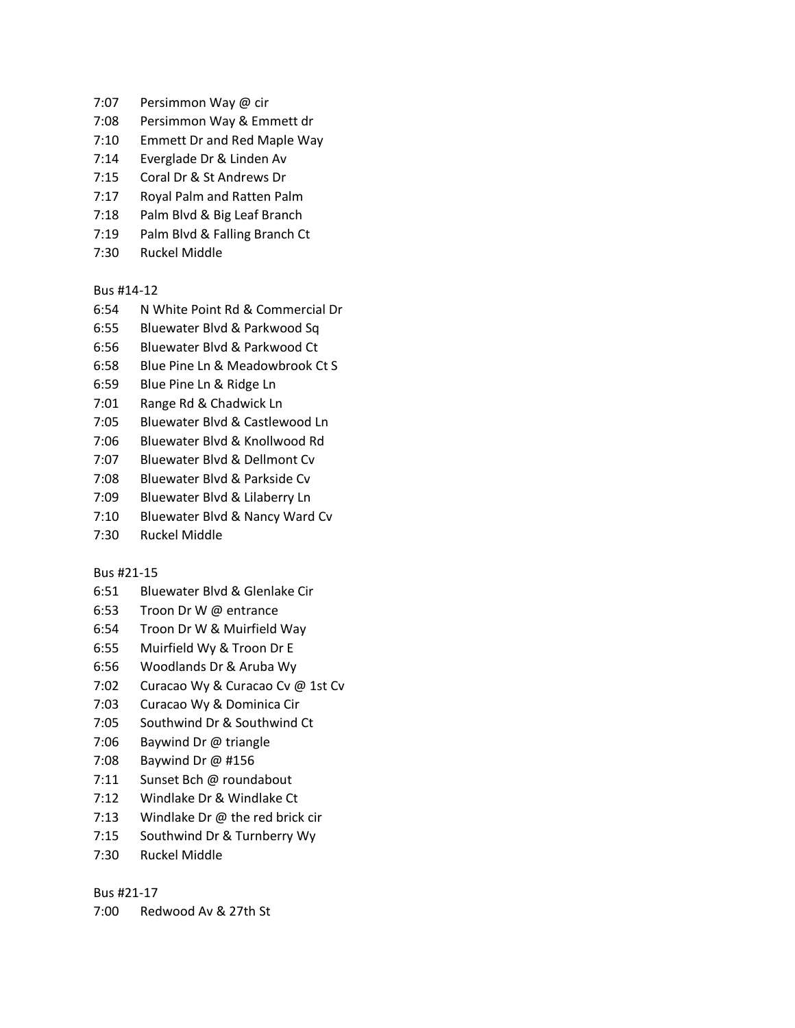7:07 Persimmon Way @ cir
7:08 Persimmon Way & Emmett dr
7:10 Emmett Dr and Red Maple Way
7:14 Everglade Dr & Linden Av
7:15 Coral Dr & St Andrews Dr
7:17 Royal Palm and Ratten Palm
7:18 Palm Blvd & Big Leaf Branch
7:19 Palm Blvd & Falling Branch Ct
7:30 Ruckel Middle

Bus #14-12
6:54 N White Point Rd & Commercial Dr
6:55 Bluewater Blvd & Parkwood Sq
6:56 Bluewater Blvd & Parkwood Ct
6:58 Blue Pine Ln & Meadowbrook Ct S
6:59 Blue Pine Ln & Ridge Ln
7:01 Range Rd & Chadwick Ln
7:05 Bluewater Blvd & Castlewood Ln
7:06 Bluewater Blvd & Knollwood Rd
7:07 Bluewater Blvd & Dellmont Cv
7:08 Bluewater Blvd & Parkside Cv
7:09 Bluewater Blvd & Lilaberry Ln
7:10 Bluewater Blvd & Nancy Ward Cv
7:30 Ruckel Middle

Bus #21-15
6:51 Bluewater Blvd & Glenlake Cir
6:53 Troon Dr W @ entrance
6:54 Troon Dr W & Muirfield Way
6:55 Muirfield Wy & Troon Dr E
6:56 Woodlands Dr & Aruba Wy
7:02 Curacao Wy & Curacao Cv @ 1st Cv
7:03 Curacao Wy & Dominica Cir
7:05 Southwind Dr & Southwind Ct
7:06 Baywind Dr @ triangle
7:08 Baywind Dr @ #156
7:11 Sunset Bch @ roundabout
7:12 Windlake Dr & Windlake Ct
7:13 Windlake Dr @ the red brick cir
7:15 Southwind Dr & Turnberry Wy
7:30 Ruckel Middle

Bus #21-17
7:00 Redwood Av & 27th St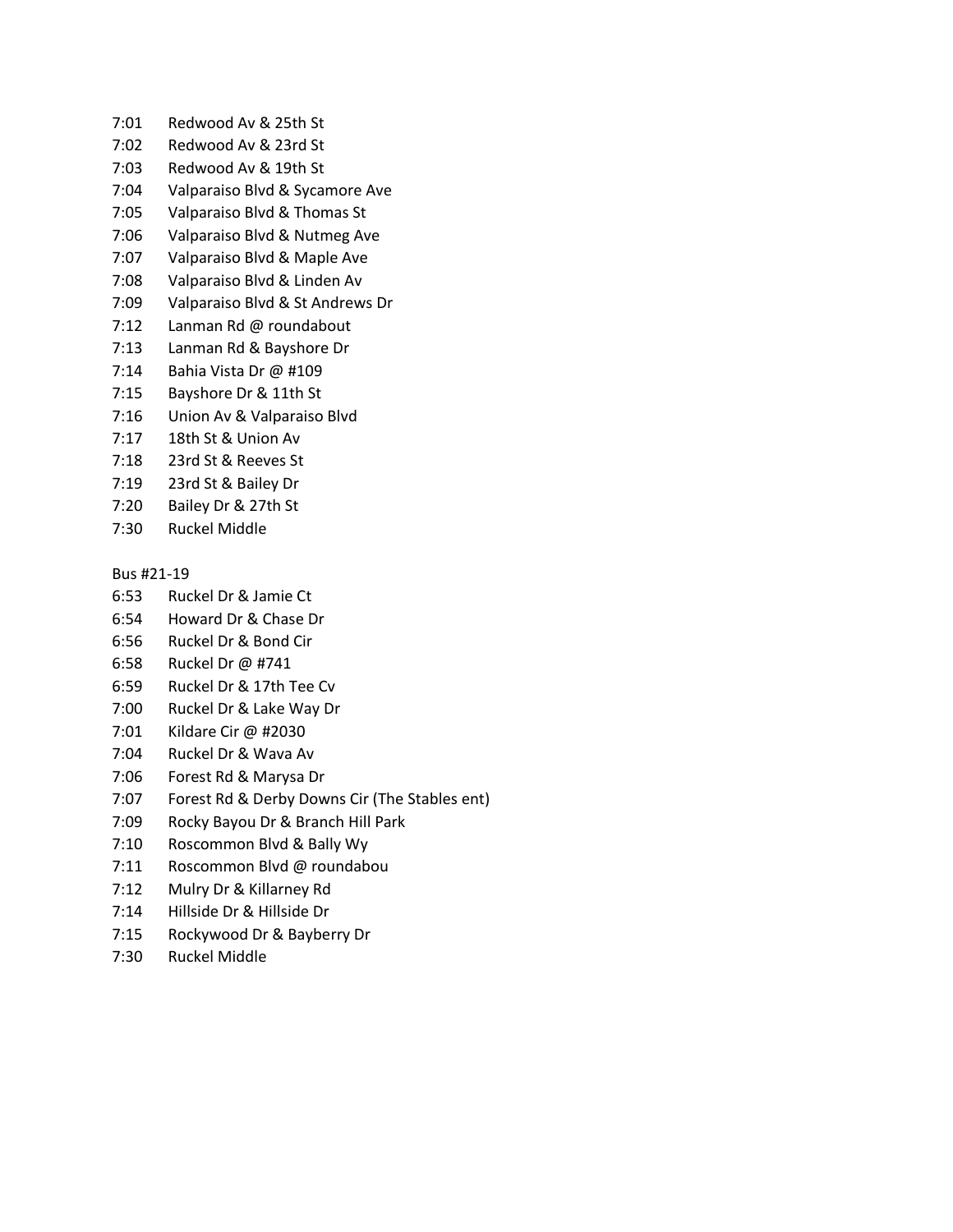| | |
|---|---|
| 7:01 | Redwood Av & 25th St |
| 7:02 | Redwood Av & 23rd St |
| 7:03 | Redwood Av & 19th St |
| 7:04 | Valparaiso Blvd & Sycamore Ave |
| 7:05 | Valparaiso Blvd & Thomas St |
| 7:06 | Valparaiso Blvd & Nutmeg Ave |
| 7:07 | Valparaiso Blvd & Maple Ave |
| 7:08 | Valparaiso Blvd & Linden Av |
| 7:09 | Valparaiso Blvd & St Andrews Dr |
| 7:12 | Lanman Rd @ roundabout |
| 7:13 | Lanman Rd & Bayshore Dr |
| 7:14 | Bahia Vista Dr @ #109 |
| 7:15 | Bayshore Dr & 11th St |
| 7:16 | Union Av & Valparaiso Blvd |
| 7:17 | 18th St & Union Av |
| 7:18 | 23rd St & Reeves St |
| 7:19 | 23rd St & Bailey Dr |
| 7:20 | Bailey Dr & 27th St |
| 7:30 | Ruckel Middle |

Bus #21-19

| | |
|---|---|
| 6:53 | Ruckel Dr & Jamie Ct |
| 6:54 | Howard Dr & Chase Dr |
| 6:56 | Ruckel Dr & Bond Cir |
| 6:58 | Ruckel Dr @ #741 |
| 6:59 | Ruckel Dr & 17th Tee Cv |
| 7:00 | Ruckel Dr & Lake Way Dr |
| 7:01 | Kildare Cir @ #2030 |
| 7:04 | Ruckel Dr & Wava Av |
| 7:06 | Forest Rd & Marysa Dr |
| 7:07 | Forest Rd & Derby Downs Cir (The Stables ent) |
| 7:09 | Rocky Bayou Dr & Branch Hill Park |
| 7:10 | Roscommon Blvd & Bally Wy |
| 7:11 | Roscommon Blvd @ roundabou |
| 7:12 | Mulry Dr & Killarney Rd |
| 7:14 | Hillside Dr & Hillside Dr |
| 7:15 | Rockywood Dr & Bayberry Dr |
| 7:30 | Ruckel Middle |